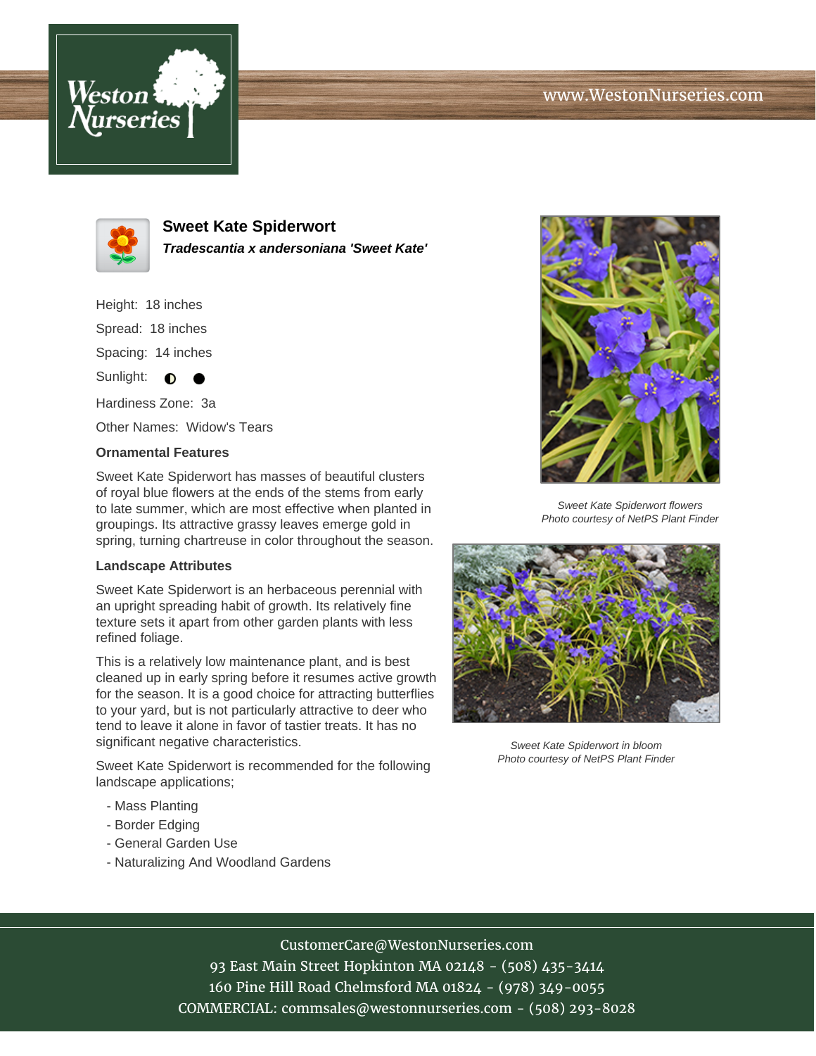# Sweet Kate Spiderwort

***Tradescantia x andersoniana 'Sweet Kate'***

Height: 18 inches

Spread: 18 inches

Spacing: 14 inches

Sunlight: ◐ ●

Hardiness Zone: 3a

Other Names: Widow's Tears

### Ornamental Features

Sweet Kate Spiderwort has masses of beautiful clusters of royal blue flowers at the ends of the stems from early to late summer, which are most effective when planted in groupings. Its attractive grassy leaves emerge gold in spring, turning chartreuse in color throughout the season.

### Landscape Attributes

Sweet Kate Spiderwort is an herbaceous perennial with an upright spreading habit of growth. Its relatively fine texture sets it apart from other garden plants with less refined foliage.

This is a relatively low maintenance plant, and is best cleaned up in early spring before it resumes active growth for the season. It is a good choice for attracting butterflies to your yard, but is not particularly attractive to deer who tend to leave it alone in favor of tastier treats. It has no significant negative characteristics.

Sweet Kate Spiderwort is recommended for the following landscape applications;

- Mass Planting
- Border Edging
- General Garden Use
- Naturalizing And Woodland Gardens

*Sweet Kate Spiderwort flowers*
*Photo courtesy of NetPS Plant Finder*

*Sweet Kate Spiderwort in bloom*
*Photo courtesy of NetPS Plant Finder*

CustomerCare@WestonNurseries.com
93 East Main Street Hopkinton MA 02148 - (508) 435-3414
160 Pine Hill Road Chelmsford MA 01824 - (978) 349-0055
COMMERCIAL: commsales@westonnurseries.com - (508) 293-8028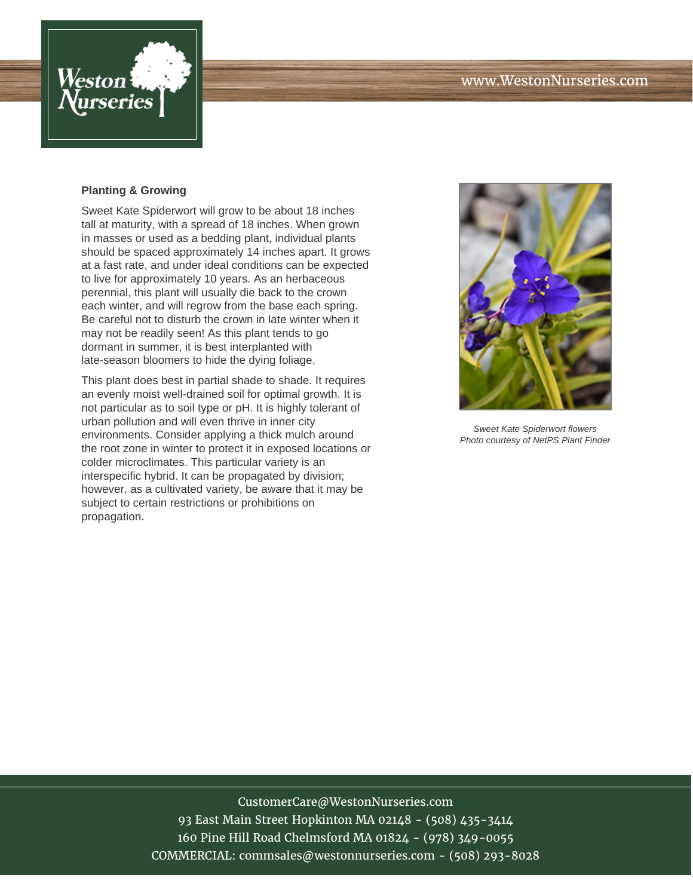### Planting & Growing

Sweet Kate Spiderwort will grow to be about 18 inches tall at maturity, with a spread of 18 inches. When grown in masses or used as a bedding plant, individual plants should be spaced approximately 14 inches apart. It grows at a fast rate, and under ideal conditions can be expected to live for approximately 10 years. As an herbaceous perennial, this plant will usually die back to the crown each winter, and will regrow from the base each spring. Be careful not to disturb the crown in late winter when it may not be readily seen! As this plant tends to go dormant in summer, it is best interplanted with late-season bloomers to hide the dying foliage.

This plant does best in partial shade to shade. It requires an evenly moist well-drained soil for optimal growth. It is not particular as to soil type or pH. It is highly tolerant of urban pollution and will even thrive in inner city environments. Consider applying a thick mulch around the root zone in winter to protect it in exposed locations or colder microclimates. This particular variety is an interspecific hybrid. It can be propagated by division; however, as a cultivated variety, be aware that it may be subject to certain restrictions or prohibitions on propagation.

*Sweet Kate Spiderwort flowers*
*Photo courtesy of NetPS Plant Finder*